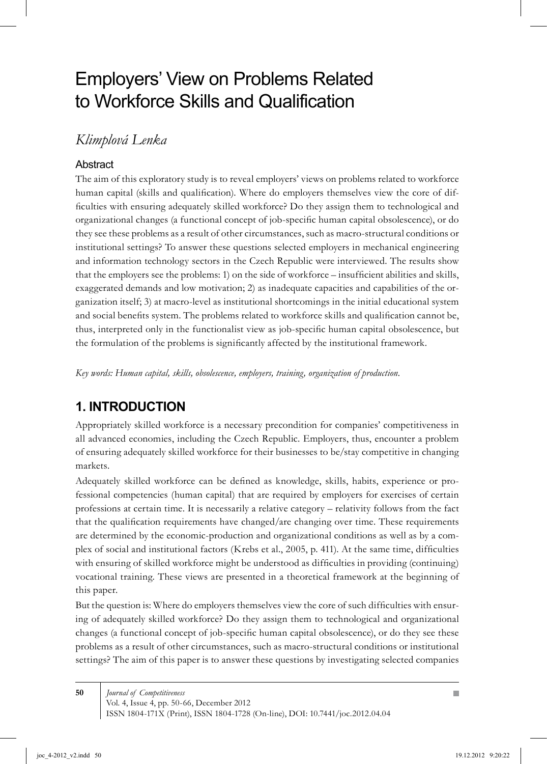# Employers' View on Problems Related to Workforce Skills and Qualification

*Klimplová Lenka*

### Abstract

The aim of this exploratory study is to reveal employers' views on problems related to workforce human capital (skills and qualification). Where do employers themselves view the core of difficulties with ensuring adequately skilled workforce? Do they assign them to technological and organizational changes (a functional concept of job-specific human capital obsolescence), or do they see these problems as a result of other circumstances, such as macro-structural conditions or institutional settings? To answer these questions selected employers in mechanical engineering and information technology sectors in the Czech Republic were interviewed. The results show that the employers see the problems: 1) on the side of workforce – insufficient abilities and skills, exaggerated demands and low motivation; 2) as inadequate capacities and capabilities of the organization itself; 3) at macro-level as institutional shortcomings in the initial educational system and social benefits system. The problems related to workforce skills and qualification cannot be, thus, interpreted only in the functionalist view as job-specific human capital obsolescence, but the formulation of the problems is significantly affected by the institutional framework.

*Key words: Human capital, skills, obsolescence, employers, training, organization of production.*

## 1. INTRODUCTION

Appropriately skilled workforce is a necessary precondition for companies' competitiveness in all advanced economies, including the Czech Republic. Employers, thus, encounter a problem of ensuring adequately skilled workforce for their businesses to be/stay competitive in changing markets.

Adequately skilled workforce can be defined as knowledge, skills, habits, experience or professional competencies (human capital) that are required by employers for exercises of certain professions at certain time. It is necessarily a relative category – relativity follows from the fact that the qualification requirements have changed/are changing over time. These requirements are determined by the economic-production and organizational conditions as well as by a complex of social and institutional factors (Krebs et al., 2005, p. 411). At the same time, difficulties with ensuring of skilled workforce might be understood as difficulties in providing (continuing) vocational training. These views are presented in a theoretical framework at the beginning of this paper.

But the question is: Where do employers themselves view the core of such difficulties with ensuring of adequately skilled workforce? Do they assign them to technological and organizational changes (a functional concept of job-specific human capital obsolescence), or do they see these problems as a result of other circumstances, such as macro-structural conditions or institutional settings? The aim of this paper is to answer these questions by investigating selected companies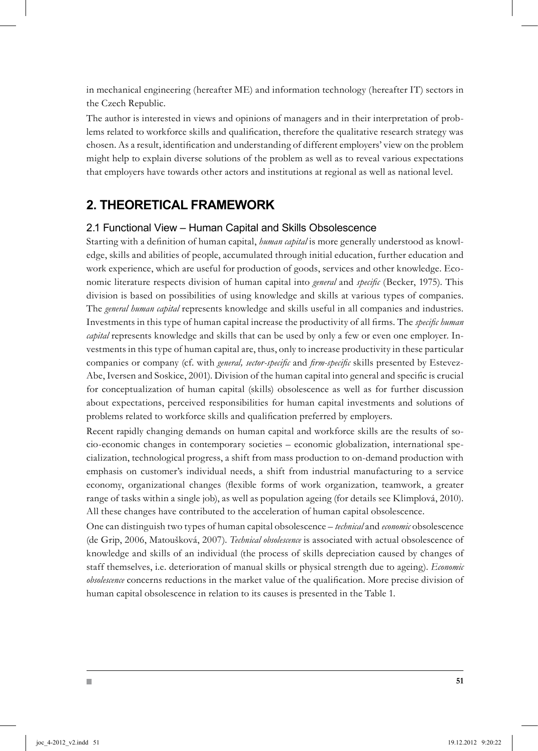in mechanical engineering (hereafter ME) and information technology (hereafter IT) sectors in the Czech Republic.

The author is interested in views and opinions of managers and in their interpretation of problems related to workforce skills and qualification, therefore the qualitative research strategy was chosen. As a result, identification and understanding of different employers' view on the problem might help to explain diverse solutions of the problem as well as to reveal various expectations that employers have towards other actors and institutions at regional as well as national level.

## 2. THEORETICAL FRAMEWORK

### 2.1 Functional View – Human Capital and Skills Obsolescence

Starting with a definition of human capital, *human capital* is more generally understood as knowledge, skills and abilities of people, accumulated through initial education, further education and work experience, which are useful for production of goods, services and other knowledge. Economic literature respects division of human capital into *general* and *specific* (Becker, 1975). This division is based on possibilities of using knowledge and skills at various types of companies. The *general human capital* represents knowledge and skills useful in all companies and industries. Investments in this type of human capital increase the productivity of all firms. The *specific human capital* represents knowledge and skills that can be used by only a few or even one employer. Investments in this type of human capital are, thus, only to increase productivity in these particular companies or company (cf. with *general, sector-specific* and *firm-specific* skills presented by Estevez-Abe, Iversen and Soskice, 2001). Division of the human capital into general and specific is crucial for conceptualization of human capital (skills) obsolescence as well as for further discussion about expectations, perceived responsibilities for human capital investments and solutions of problems related to workforce skills and qualification preferred by employers.

Recent rapidly changing demands on human capital and workforce skills are the results of socio-economic changes in contemporary societies – economic globalization, international specialization, technological progress, a shift from mass production to on-demand production with emphasis on customer's individual needs, a shift from industrial manufacturing to a service economy, organizational changes (flexible forms of work organization, teamwork, a greater range of tasks within a single job), as well as population ageing (for details see Klimplová, 2010). All these changes have contributed to the acceleration of human capital obsolescence.

One can distinguish two types of human capital obsolescence – *technical* and *economic* obsolescence (de Grip, 2006, Matoušková, 2007). *Technical obsolescence* is associated with actual obsolescence of knowledge and skills of an individual (the process of skills depreciation caused by changes of staff themselves, i.e. deterioration of manual skills or physical strength due to ageing). *Economic obsolescence* concerns reductions in the market value of the qualification. More precise division of human capital obsolescence in relation to its causes is presented in the Table 1.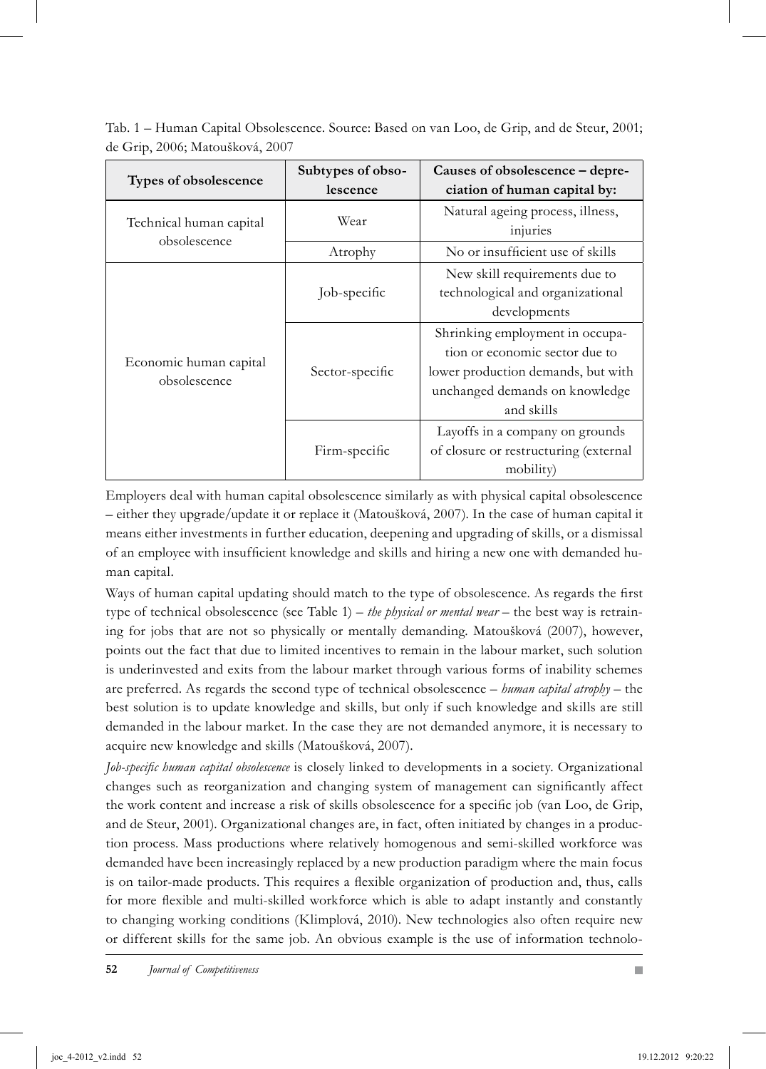Tab. 1 – Human Capital Obsolescence. Source: Based on van Loo, de Grip, and de Steur, 2001; de Grip, 2006; Matoušková, 2007

| Types of obsolescence | Subtypes of obsolescence | Causes of obsolescence – depreciation of human capital by: |
|---|---|---|
| Technical human capital obsolescence | Wear | Natural ageing process, illness, injuries |
| | Atrophy | No or insufficient use of skills |
| Economic human capital obsolescence | Job-specific | New skill requirements due to technological and organizational developments |
| | Sector-specific | Shrinking employment in occupation or economic sector due to lower production demands, but with unchanged demands on knowledge and skills |
| | Firm-specific | Layoffs in a company on grounds of closure or restructuring (external mobility) |

Employers deal with human capital obsolescence similarly as with physical capital obsolescence – either they upgrade/update it or replace it (Matoušková, 2007). In the case of human capital it means either investments in further education, deepening and upgrading of skills, or a dismissal of an employee with insufficient knowledge and skills and hiring a new one with demanded human capital.

Ways of human capital updating should match to the type of obsolescence. As regards the first type of technical obsolescence (see Table 1) – *the physical or mental wear* – the best way is retraining for jobs that are not so physically or mentally demanding. Matoušková (2007), however, points out the fact that due to limited incentives to remain in the labour market, such solution is underinvested and exits from the labour market through various forms of inability schemes are preferred. As regards the second type of technical obsolescence – *human capital atrophy* – the best solution is to update knowledge and skills, but only if such knowledge and skills are still demanded in the labour market. In the case they are not demanded anymore, it is necessary to acquire new knowledge and skills (Matoušková, 2007).

*Job-specific human capital obsolescence* is closely linked to developments in a society. Organizational changes such as reorganization and changing system of management can significantly affect the work content and increase a risk of skills obsolescence for a specific job (van Loo, de Grip, and de Steur, 2001). Organizational changes are, in fact, often initiated by changes in a production process. Mass productions where relatively homogenous and semi-skilled workforce was demanded have been increasingly replaced by a new production paradigm where the main focus is on tailor-made products. This requires a flexible organization of production and, thus, calls for more flexible and multi-skilled workforce which is able to adapt instantly and constantly to changing working conditions (Klimplová, 2010). New technologies also often require new or different skills for the same job. An obvious example is the use of information technolo-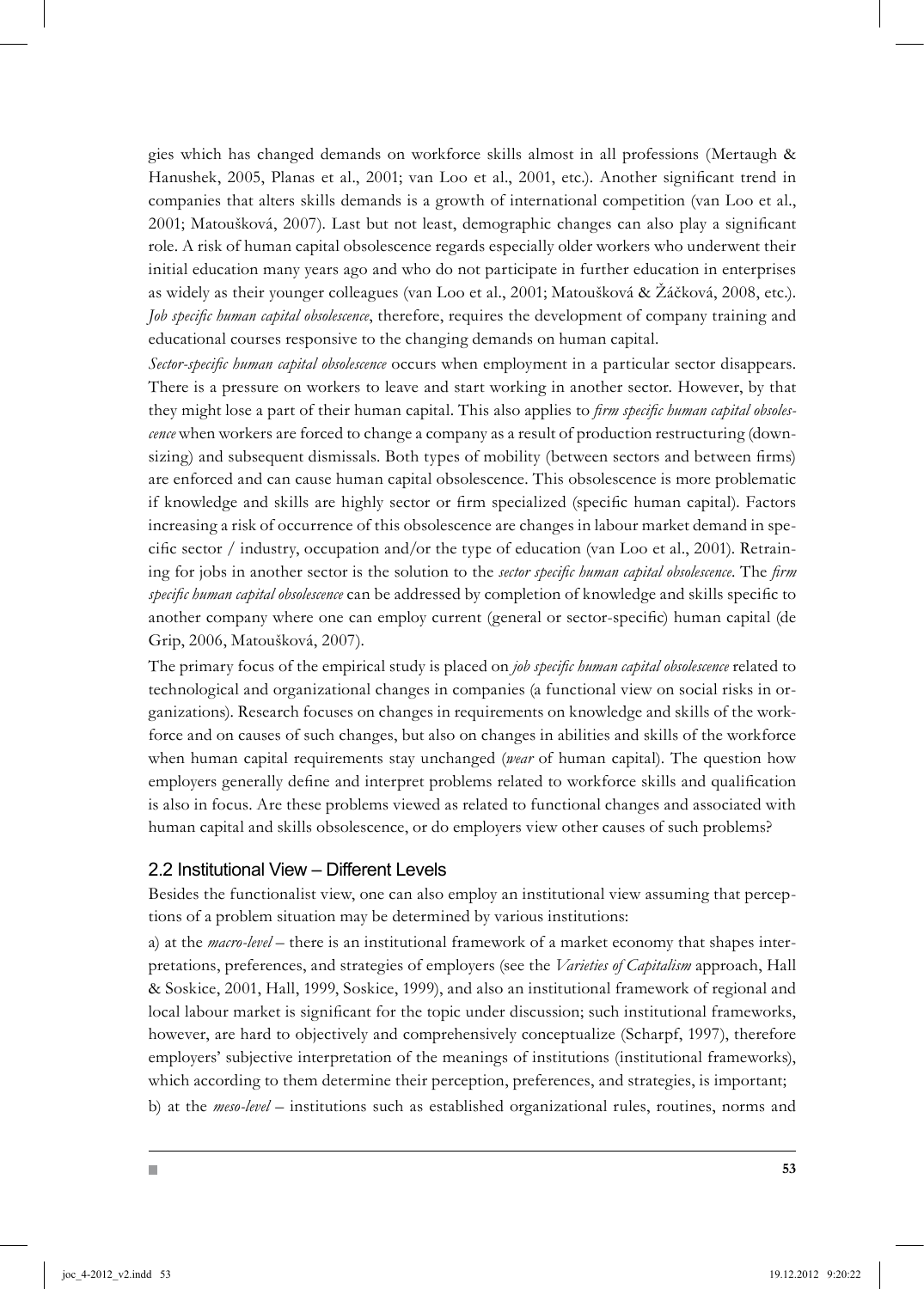gies which has changed demands on workforce skills almost in all professions (Mertaugh & Hanushek, 2005, Planas et al., 2001; van Loo et al., 2001, etc.). Another significant trend in companies that alters skills demands is a growth of international competition (van Loo et al., 2001; Matoušková, 2007). Last but not least, demographic changes can also play a significant role. A risk of human capital obsolescence regards especially older workers who underwent their initial education many years ago and who do not participate in further education in enterprises as widely as their younger colleagues (van Loo et al., 2001; Matoušková & Žáčková, 2008, etc.). *Job specific human capital obsolescence*, therefore, requires the development of company training and educational courses responsive to the changing demands on human capital.

*Sector-specific human capital obsolescence* occurs when employment in a particular sector disappears. There is a pressure on workers to leave and start working in another sector. However, by that they might lose a part of their human capital. This also applies to *firm specific human capital obsolescence* when workers are forced to change a company as a result of production restructuring (downsizing) and subsequent dismissals. Both types of mobility (between sectors and between firms) are enforced and can cause human capital obsolescence. This obsolescence is more problematic if knowledge and skills are highly sector or firm specialized (specific human capital). Factors increasing a risk of occurrence of this obsolescence are changes in labour market demand in specific sector / industry, occupation and/or the type of education (van Loo et al., 2001). Retraining for jobs in another sector is the solution to the *sector specific human capital obsolescence*. The *firm specific human capital obsolescence* can be addressed by completion of knowledge and skills specific to another company where one can employ current (general or sector-specific) human capital (de Grip, 2006, Matoušková, 2007).

The primary focus of the empirical study is placed on *job specific human capital obsolescence* related to technological and organizational changes in companies (a functional view on social risks in organizations). Research focuses on changes in requirements on knowledge and skills of the workforce and on causes of such changes, but also on changes in abilities and skills of the workforce when human capital requirements stay unchanged (*wear* of human capital). The question how employers generally define and interpret problems related to workforce skills and qualification is also in focus. Are these problems viewed as related to functional changes and associated with human capital and skills obsolescence, or do employers view other causes of such problems?

## 2.2 Institutional View – Different Levels

Besides the functionalist view, one can also employ an institutional view assuming that perceptions of a problem situation may be determined by various institutions:

a) at the *macro-level* – there is an institutional framework of a market economy that shapes interpretations, preferences, and strategies of employers (see the *Varieties of Capitalism* approach, Hall & Soskice, 2001, Hall, 1999, Soskice, 1999), and also an institutional framework of regional and local labour market is significant for the topic under discussion; such institutional frameworks, however, are hard to objectively and comprehensively conceptualize (Scharpf, 1997), therefore employers' subjective interpretation of the meanings of institutions (institutional frameworks), which according to them determine their perception, preferences, and strategies, is important;

b) at the *meso-level* – institutions such as established organizational rules, routines, norms and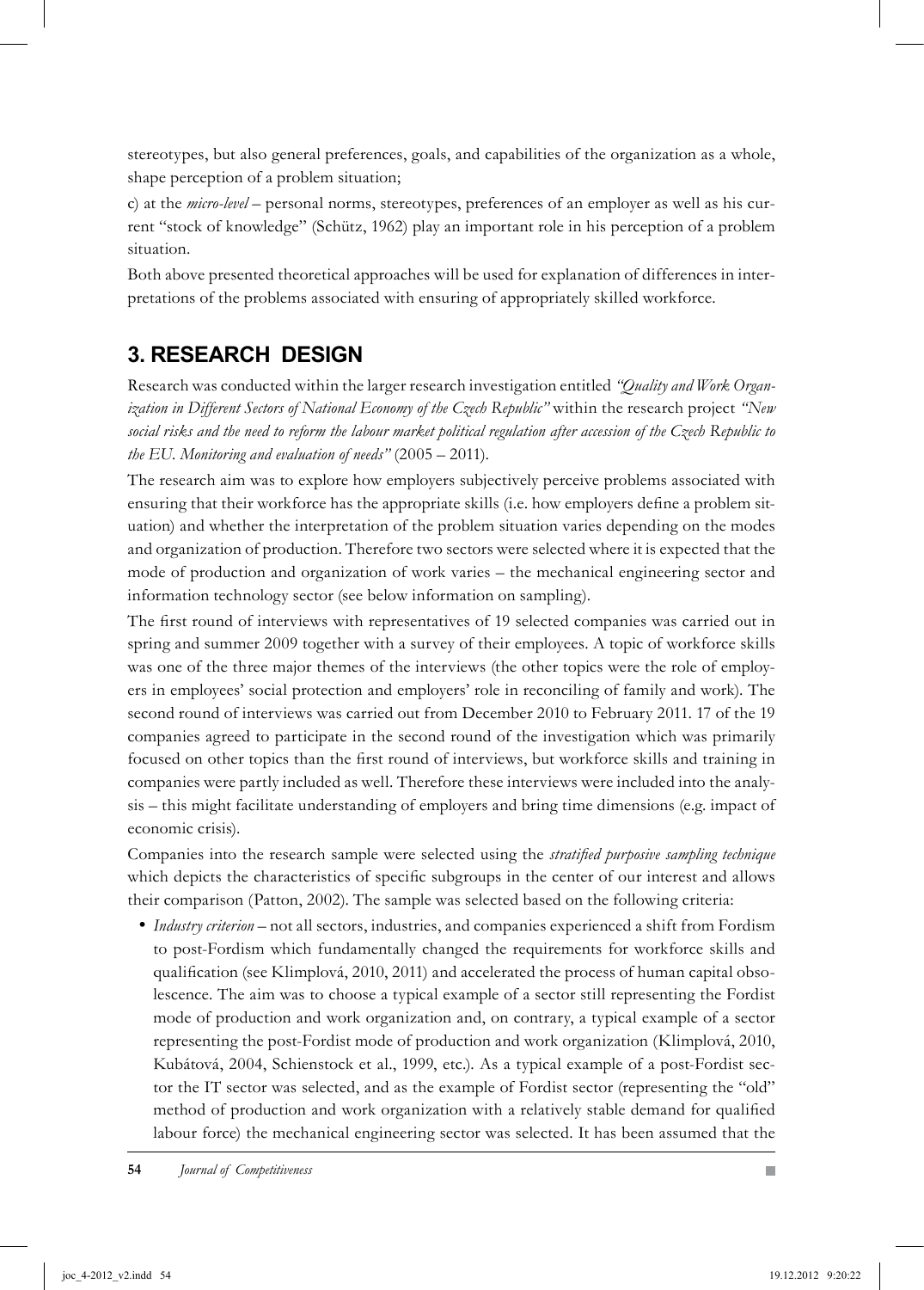stereotypes, but also general preferences, goals, and capabilities of the organization as a whole, shape perception of a problem situation;

c) at the *micro-level* – personal norms, stereotypes, preferences of an employer as well as his current "stock of knowledge" (Schütz, 1962) play an important role in his perception of a problem situation.

Both above presented theoretical approaches will be used for explanation of differences in interpretations of the problems associated with ensuring of appropriately skilled workforce.

## 3. RESEARCH DESIGN

Research was conducted within the larger research investigation entitled *"Quality and Work Organization in Different Sectors of National Economy of the Czech Republic"* within the research project *"New social risks and the need to reform the labour market political regulation after accession of the Czech Republic to the EU. Monitoring and evaluation of needs"* (2005 – 2011).

The research aim was to explore how employers subjectively perceive problems associated with ensuring that their workforce has the appropriate skills (i.e. how employers define a problem situation) and whether the interpretation of the problem situation varies depending on the modes and organization of production. Therefore two sectors were selected where it is expected that the mode of production and organization of work varies – the mechanical engineering sector and information technology sector (see below information on sampling).

The first round of interviews with representatives of 19 selected companies was carried out in spring and summer 2009 together with a survey of their employees. A topic of workforce skills was one of the three major themes of the interviews (the other topics were the role of employers in employees' social protection and employers' role in reconciling of family and work). The second round of interviews was carried out from December 2010 to February 2011. 17 of the 19 companies agreed to participate in the second round of the investigation which was primarily focused on other topics than the first round of interviews, but workforce skills and training in companies were partly included as well. Therefore these interviews were included into the analysis – this might facilitate understanding of employers and bring time dimensions (e.g. impact of economic crisis).

Companies into the research sample were selected using the *stratified purposive sampling technique* which depicts the characteristics of specific subgroups in the center of our interest and allows their comparison (Patton, 2002). The sample was selected based on the following criteria:

- *Industry criterion* – not all sectors, industries, and companies experienced a shift from Fordism to post-Fordism which fundamentally changed the requirements for workforce skills and qualification (see Klimplová, 2010, 2011) and accelerated the process of human capital obsolescence. The aim was to choose a typical example of a sector still representing the Fordist mode of production and work organization and, on contrary, a typical example of a sector representing the post-Fordist mode of production and work organization (Klimplová, 2010, Kubátová, 2004, Schienstock et al., 1999, etc.). As a typical example of a post-Fordist sector the IT sector was selected, and as the example of Fordist sector (representing the "old" method of production and work organization with a relatively stable demand for qualified labour force) the mechanical engineering sector was selected. It has been assumed that the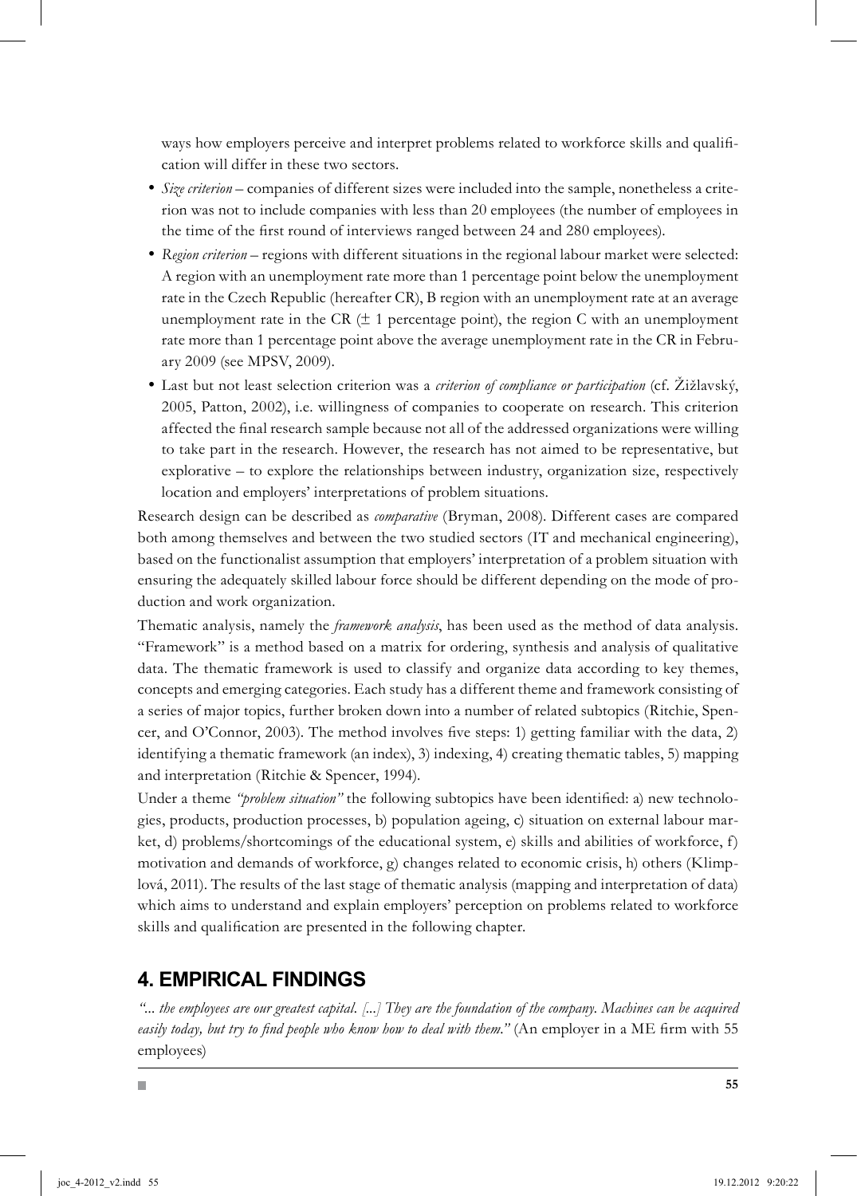ways how employers perceive and interpret problems related to workforce skills and qualification will differ in these two sectors.

- *Size criterion* – companies of different sizes were included into the sample, nonetheless a criterion was not to include companies with less than 20 employees (the number of employees in the time of the first round of interviews ranged between 24 and 280 employees).
- *Region criterion* – regions with different situations in the regional labour market were selected: A region with an unemployment rate more than 1 percentage point below the unemployment rate in the Czech Republic (hereafter CR), B region with an unemployment rate at an average unemployment rate in the CR (± 1 percentage point), the region C with an unemployment rate more than 1 percentage point above the average unemployment rate in the CR in February 2009 (see MPSV, 2009).
- Last but not least selection criterion was a *criterion of compliance or participation* (cf. Žižlavský, 2005, Patton, 2002), i.e. willingness of companies to cooperate on research. This criterion affected the final research sample because not all of the addressed organizations were willing to take part in the research. However, the research has not aimed to be representative, but explorative – to explore the relationships between industry, organization size, respectively location and employers' interpretations of problem situations.

Research design can be described as *comparative* (Bryman, 2008). Different cases are compared both among themselves and between the two studied sectors (IT and mechanical engineering), based on the functionalist assumption that employers' interpretation of a problem situation with ensuring the adequately skilled labour force should be different depending on the mode of production and work organization.

Thematic analysis, namely the *framework analysis*, has been used as the method of data analysis. "Framework" is a method based on a matrix for ordering, synthesis and analysis of qualitative data. The thematic framework is used to classify and organize data according to key themes, concepts and emerging categories. Each study has a different theme and framework consisting of a series of major topics, further broken down into a number of related subtopics (Ritchie, Spencer, and O'Connor, 2003). The method involves five steps: 1) getting familiar with the data, 2) identifying a thematic framework (an index), 3) indexing, 4) creating thematic tables, 5) mapping and interpretation (Ritchie & Spencer, 1994).

Under a theme *"problem situation"* the following subtopics have been identified: a) new technologies, products, production processes, b) population ageing, c) situation on external labour market, d) problems/shortcomings of the educational system, e) skills and abilities of workforce, f) motivation and demands of workforce, g) changes related to economic crisis, h) others (Klimplová, 2011). The results of the last stage of thematic analysis (mapping and interpretation of data) which aims to understand and explain employers' perception on problems related to workforce skills and qualification are presented in the following chapter.

## 4. EMPIRICAL FINDINGS

*"... the employees are our greatest capital. [...] They are the foundation of the company. Machines can be acquired easily today, but try to find people who know how to deal with them."* (An employer in a ME firm with 55 employees)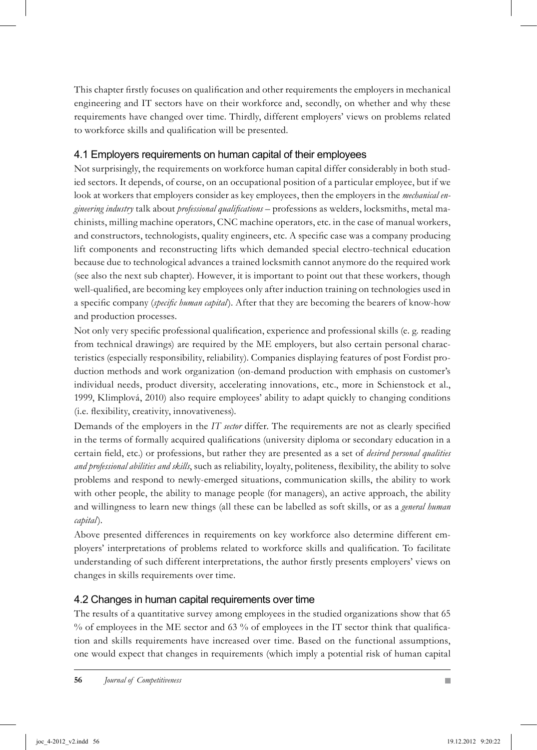This chapter firstly focuses on qualification and other requirements the employers in mechanical engineering and IT sectors have on their workforce and, secondly, on whether and why these requirements have changed over time. Thirdly, different employers' views on problems related to workforce skills and qualification will be presented.

## 4.1 Employers requirements on human capital of their employees

Not surprisingly, the requirements on workforce human capital differ considerably in both studied sectors. It depends, of course, on an occupational position of a particular employee, but if we look at workers that employers consider as key employees, then the employers in the *mechanical engineering industry* talk about *professional qualifications* – professions as welders, locksmiths, metal machinists, milling machine operators, CNC machine operators, etc. in the case of manual workers, and constructors, technologists, quality engineers, etc. A specific case was a company producing lift components and reconstructing lifts which demanded special electro-technical education because due to technological advances a trained locksmith cannot anymore do the required work (see also the next sub chapter). However, it is important to point out that these workers, though well-qualified, are becoming key employees only after induction training on technologies used in a specific company (*specific human capital*). After that they are becoming the bearers of know-how and production processes.

Not only very specific professional qualification, experience and professional skills (e. g. reading from technical drawings) are required by the ME employers, but also certain personal characteristics (especially responsibility, reliability). Companies displaying features of post Fordist production methods and work organization (on-demand production with emphasis on customer's individual needs, product diversity, accelerating innovations, etc., more in Schienstock et al., 1999, Klimplová, 2010) also require employees' ability to adapt quickly to changing conditions (i.e. flexibility, creativity, innovativeness).

Demands of the employers in the *IT sector* differ. The requirements are not as clearly specified in the terms of formally acquired qualifications (university diploma or secondary education in a certain field, etc.) or professions, but rather they are presented as a set of *desired personal qualities and professional abilities and skills*, such as reliability, loyalty, politeness, flexibility, the ability to solve problems and respond to newly-emerged situations, communication skills, the ability to work with other people, the ability to manage people (for managers), an active approach, the ability and willingness to learn new things (all these can be labelled as soft skills, or as a *general human capital*).

Above presented differences in requirements on key workforce also determine different employers' interpretations of problems related to workforce skills and qualification. To facilitate understanding of such different interpretations, the author firstly presents employers' views on changes in skills requirements over time.

## 4.2 Changes in human capital requirements over time

The results of a quantitative survey among employees in the studied organizations show that 65 % of employees in the ME sector and 63 % of employees in the IT sector think that qualification and skills requirements have increased over time. Based on the functional assumptions, one would expect that changes in requirements (which imply a potential risk of human capital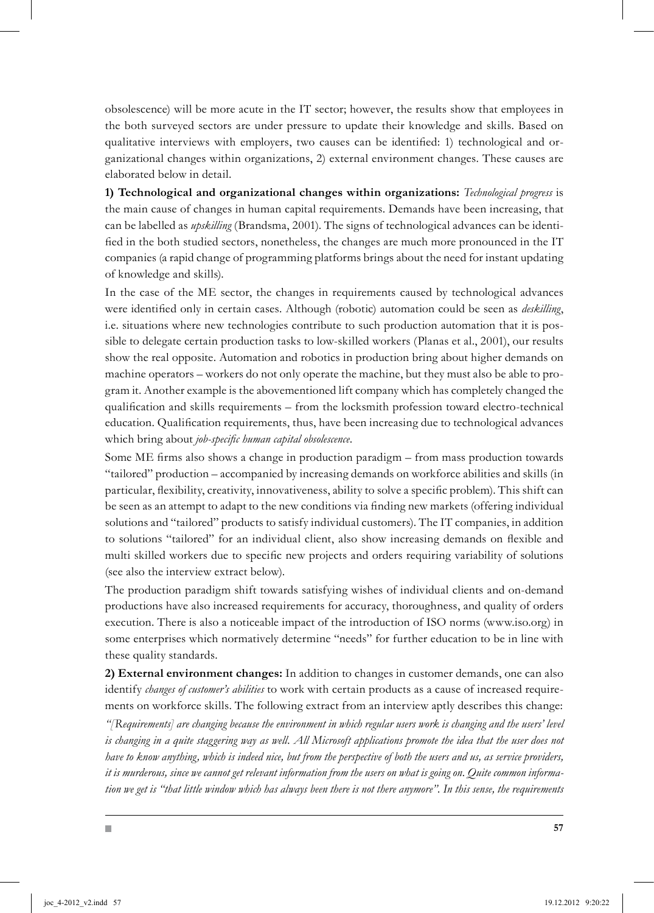obsolescence) will be more acute in the IT sector; however, the results show that employees in the both surveyed sectors are under pressure to update their knowledge and skills. Based on qualitative interviews with employers, two causes can be identified: 1) technological and organizational changes within organizations, 2) external environment changes. These causes are elaborated below in detail.

**1) Technological and organizational changes within organizations:** *Technological progress* is the main cause of changes in human capital requirements. Demands have been increasing, that can be labelled as *upskilling* (Brandsma, 2001). The signs of technological advances can be identified in the both studied sectors, nonetheless, the changes are much more pronounced in the IT companies (a rapid change of programming platforms brings about the need for instant updating of knowledge and skills).

In the case of the ME sector, the changes in requirements caused by technological advances were identified only in certain cases. Although (robotic) automation could be seen as *deskilling*, i.e. situations where new technologies contribute to such production automation that it is possible to delegate certain production tasks to low-skilled workers (Planas et al., 2001), our results show the real opposite. Automation and robotics in production bring about higher demands on machine operators – workers do not only operate the machine, but they must also be able to program it. Another example is the abovementioned lift company which has completely changed the qualification and skills requirements – from the locksmith profession toward electro-technical education. Qualification requirements, thus, have been increasing due to technological advances which bring about *job-specific human capital obsolescence*.

Some ME firms also shows a change in production paradigm – from mass production towards "tailored" production – accompanied by increasing demands on workforce abilities and skills (in particular, flexibility, creativity, innovativeness, ability to solve a specific problem). This shift can be seen as an attempt to adapt to the new conditions via finding new markets (offering individual solutions and "tailored" products to satisfy individual customers). The IT companies, in addition to solutions "tailored" for an individual client, also show increasing demands on flexible and multi skilled workers due to specific new projects and orders requiring variability of solutions (see also the interview extract below).

The production paradigm shift towards satisfying wishes of individual clients and on-demand productions have also increased requirements for accuracy, thoroughness, and quality of orders execution. There is also a noticeable impact of the introduction of ISO norms (www.iso.org) in some enterprises which normatively determine "needs" for further education to be in line with these quality standards.

**2) External environment changes:** In addition to changes in customer demands, one can also identify *changes of customer's abilities* to work with certain products as a cause of increased requirements on workforce skills. The following extract from an interview aptly describes this change:

*"[Requirements] are changing because the environment in which regular users work is changing and the users' level is changing in a quite staggering way as well. All Microsoft applications promote the idea that the user does not have to know anything, which is indeed nice, but from the perspective of both the users and us, as service providers, it is murderous, since we cannot get relevant information from the users on what is going on. Quite common information we get is "that little window which has always been there is not there anymore". In this sense, the requirements*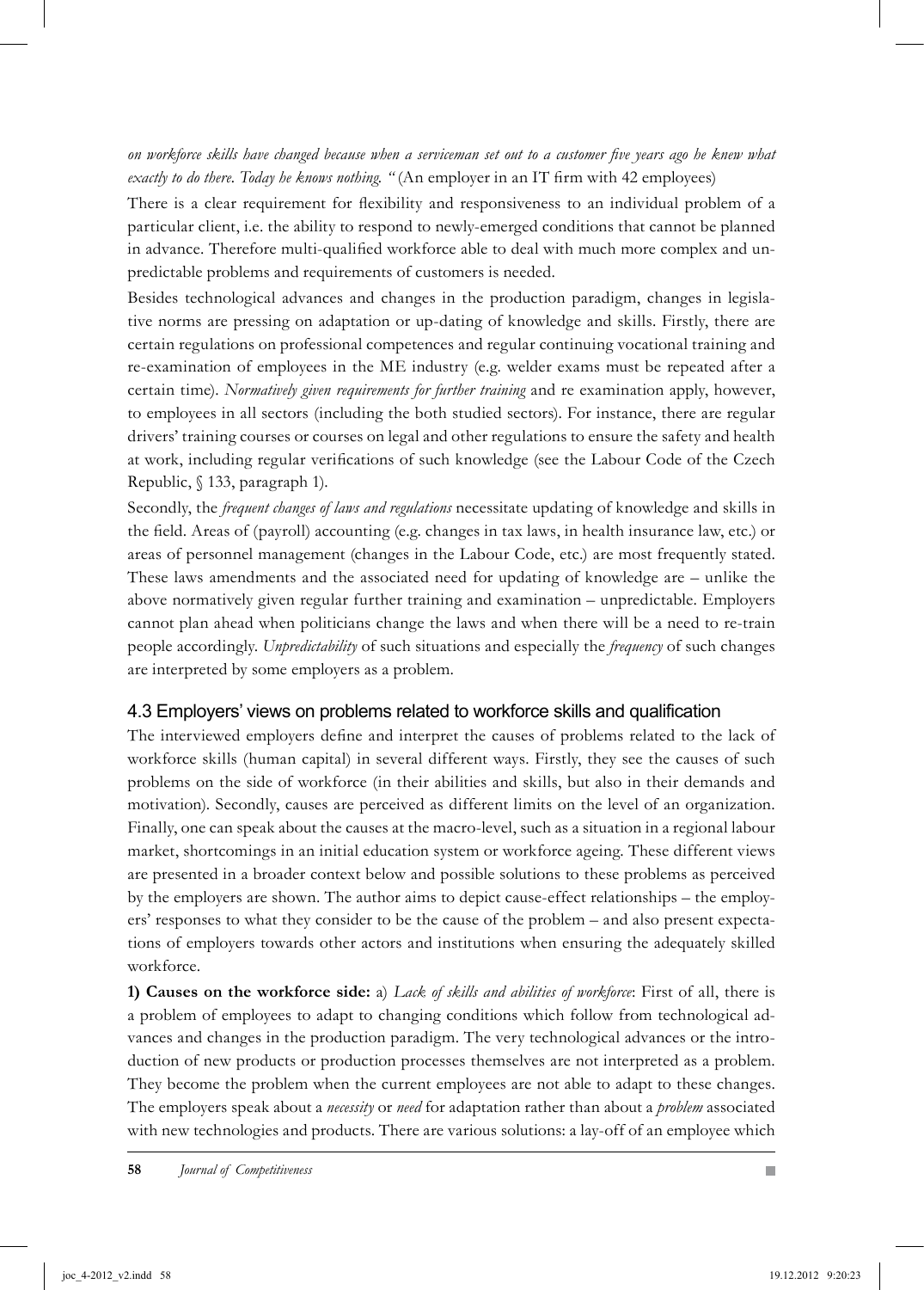*on workforce skills have changed because when a serviceman set out to a customer five years ago he knew what exactly to do there. Today he knows nothing. "* (An employer in an IT firm with 42 employees)

There is a clear requirement for flexibility and responsiveness to an individual problem of a particular client, i.e. the ability to respond to newly-emerged conditions that cannot be planned in advance. Therefore multi-qualified workforce able to deal with much more complex and unpredictable problems and requirements of customers is needed.

Besides technological advances and changes in the production paradigm, changes in legislative norms are pressing on adaptation or up-dating of knowledge and skills. Firstly, there are certain regulations on professional competences and regular continuing vocational training and re-examination of employees in the ME industry (e.g. welder exams must be repeated after a certain time). *Normatively given requirements for further training* and re examination apply, however, to employees in all sectors (including the both studied sectors). For instance, there are regular drivers' training courses or courses on legal and other regulations to ensure the safety and health at work, including regular verifications of such knowledge (see the Labour Code of the Czech Republic, § 133, paragraph 1).

Secondly, the *frequent changes of laws and regulations* necessitate updating of knowledge and skills in the field. Areas of (payroll) accounting (e.g. changes in tax laws, in health insurance law, etc.) or areas of personnel management (changes in the Labour Code, etc.) are most frequently stated. These laws amendments and the associated need for updating of knowledge are – unlike the above normatively given regular further training and examination – unpredictable. Employers cannot plan ahead when politicians change the laws and when there will be a need to re-train people accordingly. *Unpredictability* of such situations and especially the *frequency* of such changes are interpreted by some employers as a problem.

## 4.3 Employers' views on problems related to workforce skills and qualification

The interviewed employers define and interpret the causes of problems related to the lack of workforce skills (human capital) in several different ways. Firstly, they see the causes of such problems on the side of workforce (in their abilities and skills, but also in their demands and motivation). Secondly, causes are perceived as different limits on the level of an organization. Finally, one can speak about the causes at the macro-level, such as a situation in a regional labour market, shortcomings in an initial education system or workforce ageing. These different views are presented in a broader context below and possible solutions to these problems as perceived by the employers are shown. The author aims to depict cause-effect relationships – the employers' responses to what they consider to be the cause of the problem – and also present expectations of employers towards other actors and institutions when ensuring the adequately skilled workforce.

**1) Causes on the workforce side:** a) *Lack of skills and abilities of workforce*: First of all, there is a problem of employees to adapt to changing conditions which follow from technological advances and changes in the production paradigm. The very technological advances or the introduction of new products or production processes themselves are not interpreted as a problem. They become the problem when the current employees are not able to adapt to these changes. The employers speak about a *necessity* or *need* for adaptation rather than about a *problem* associated with new technologies and products. There are various solutions: a lay-off of an employee which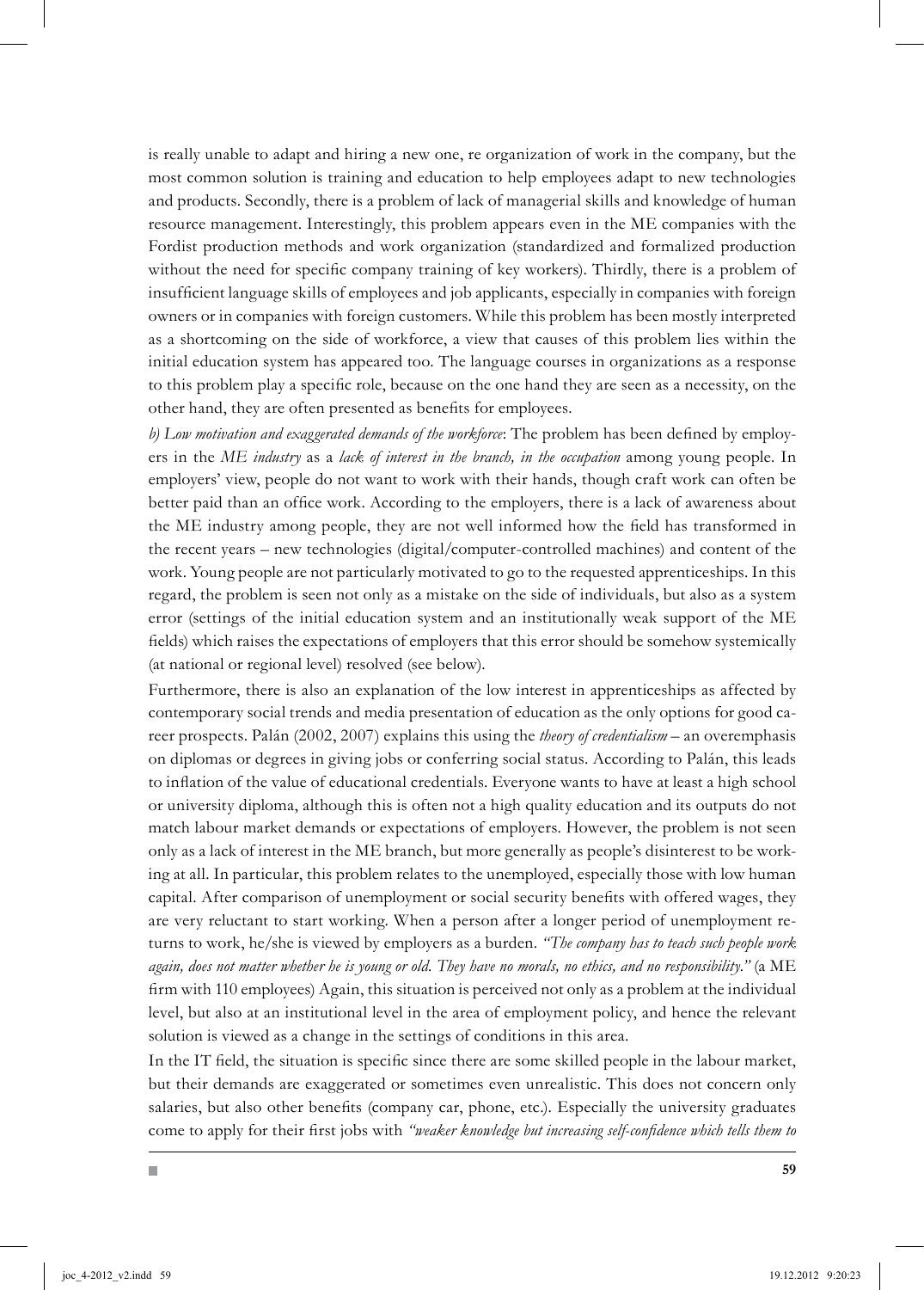is really unable to adapt and hiring a new one, re organization of work in the company, but the most common solution is training and education to help employees adapt to new technologies and products. Secondly, there is a problem of lack of managerial skills and knowledge of human resource management. Interestingly, this problem appears even in the ME companies with the Fordist production methods and work organization (standardized and formalized production without the need for specific company training of key workers). Thirdly, there is a problem of insufficient language skills of employees and job applicants, especially in companies with foreign owners or in companies with foreign customers. While this problem has been mostly interpreted as a shortcoming on the side of workforce, a view that causes of this problem lies within the initial education system has appeared too. The language courses in organizations as a response to this problem play a specific role, because on the one hand they are seen as a necessity, on the other hand, they are often presented as benefits for employees.

*b) Low motivation and exaggerated demands of the workforce*: The problem has been defined by employers in the *ME industry* as a *lack of interest in the branch, in the occupation* among young people. In employers' view, people do not want to work with their hands, though craft work can often be better paid than an office work. According to the employers, there is a lack of awareness about the ME industry among people, they are not well informed how the field has transformed in the recent years – new technologies (digital/computer-controlled machines) and content of the work. Young people are not particularly motivated to go to the requested apprenticeships. In this regard, the problem is seen not only as a mistake on the side of individuals, but also as a system error (settings of the initial education system and an institutionally weak support of the ME fields) which raises the expectations of employers that this error should be somehow systemically (at national or regional level) resolved (see below).

Furthermore, there is also an explanation of the low interest in apprenticeships as affected by contemporary social trends and media presentation of education as the only options for good career prospects. Palán (2002, 2007) explains this using the *theory of credentialism* – an overemphasis on diplomas or degrees in giving jobs or conferring social status. According to Palán, this leads to inflation of the value of educational credentials. Everyone wants to have at least a high school or university diploma, although this is often not a high quality education and its outputs do not match labour market demands or expectations of employers. However, the problem is not seen only as a lack of interest in the ME branch, but more generally as people's disinterest to be working at all. In particular, this problem relates to the unemployed, especially those with low human capital. After comparison of unemployment or social security benefits with offered wages, they are very reluctant to start working. When a person after a longer period of unemployment returns to work, he/she is viewed by employers as a burden. *"The company has to teach such people work again, does not matter whether he is young or old. They have no morals, no ethics, and no responsibility."* (a ME firm with 110 employees) Again, this situation is perceived not only as a problem at the individual level, but also at an institutional level in the area of employment policy, and hence the relevant solution is viewed as a change in the settings of conditions in this area.

In the IT field, the situation is specific since there are some skilled people in the labour market, but their demands are exaggerated or sometimes even unrealistic. This does not concern only salaries, but also other benefits (company car, phone, etc.). Especially the university graduates come to apply for their first jobs with *"weaker knowledge but increasing self-confidence which tells them to*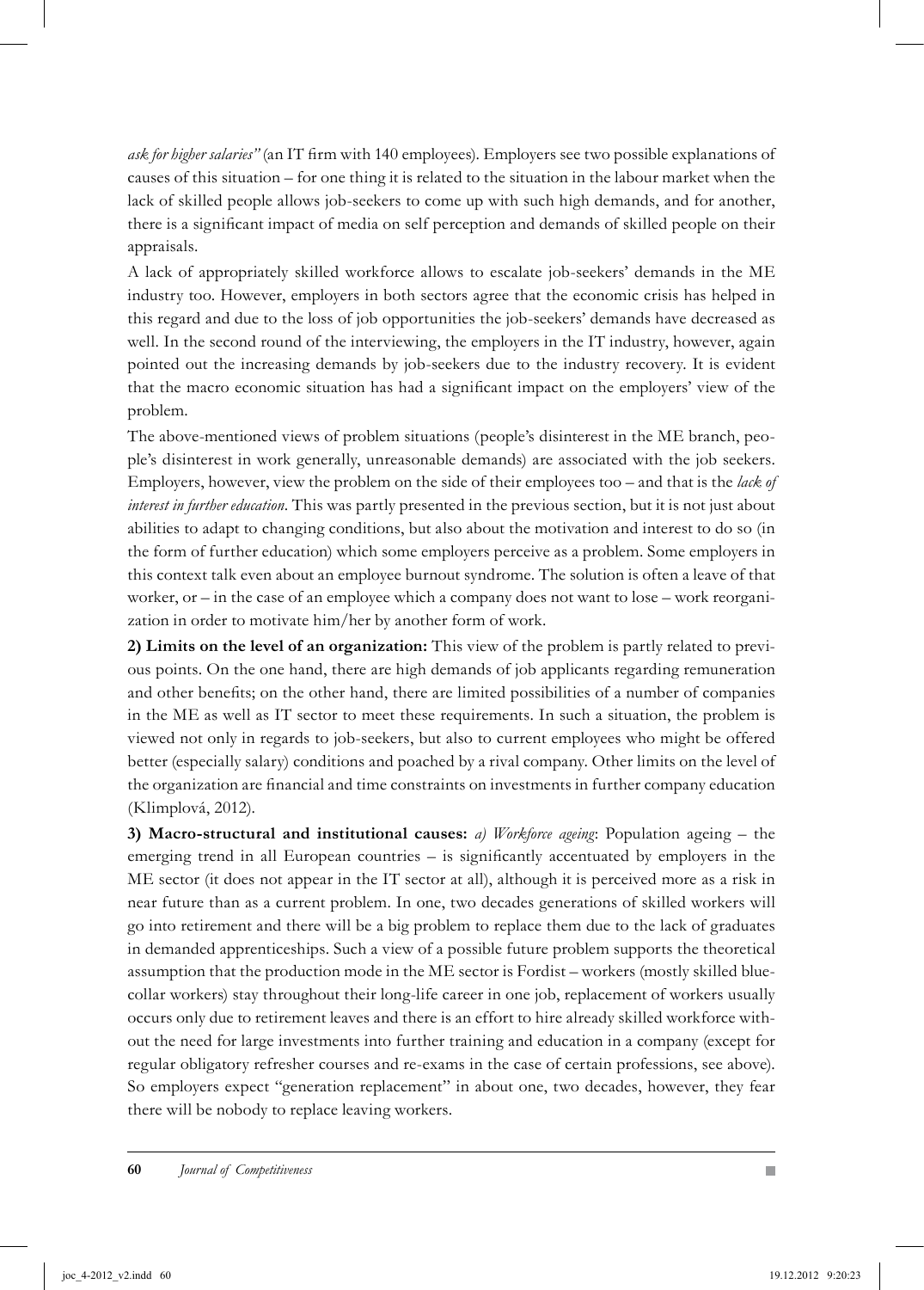*ask for higher salaries"* (an IT firm with 140 employees). Employers see two possible explanations of causes of this situation – for one thing it is related to the situation in the labour market when the lack of skilled people allows job-seekers to come up with such high demands, and for another, there is a significant impact of media on self perception and demands of skilled people on their appraisals.

A lack of appropriately skilled workforce allows to escalate job-seekers' demands in the ME industry too. However, employers in both sectors agree that the economic crisis has helped in this regard and due to the loss of job opportunities the job-seekers' demands have decreased as well. In the second round of the interviewing, the employers in the IT industry, however, again pointed out the increasing demands by job-seekers due to the industry recovery. It is evident that the macro economic situation has had a significant impact on the employers' view of the problem.

The above-mentioned views of problem situations (people's disinterest in the ME branch, people's disinterest in work generally, unreasonable demands) are associated with the job seekers. Employers, however, view the problem on the side of their employees too – and that is the *lack of interest in further education*. This was partly presented in the previous section, but it is not just about abilities to adapt to changing conditions, but also about the motivation and interest to do so (in the form of further education) which some employers perceive as a problem. Some employers in this context talk even about an employee burnout syndrome. The solution is often a leave of that worker, or – in the case of an employee which a company does not want to lose – work reorganization in order to motivate him/her by another form of work.

**2) Limits on the level of an organization:** This view of the problem is partly related to previous points. On the one hand, there are high demands of job applicants regarding remuneration and other benefits; on the other hand, there are limited possibilities of a number of companies in the ME as well as IT sector to meet these requirements. In such a situation, the problem is viewed not only in regards to job-seekers, but also to current employees who might be offered better (especially salary) conditions and poached by a rival company. Other limits on the level of the organization are financial and time constraints on investments in further company education (Klimplová, 2012).

**3) Macro-structural and institutional causes:** *a) Workforce ageing*: Population ageing – the emerging trend in all European countries – is significantly accentuated by employers in the ME sector (it does not appear in the IT sector at all), although it is perceived more as a risk in near future than as a current problem. In one, two decades generations of skilled workers will go into retirement and there will be a big problem to replace them due to the lack of graduates in demanded apprenticeships. Such a view of a possible future problem supports the theoretical assumption that the production mode in the ME sector is Fordist – workers (mostly skilled blue-collar workers) stay throughout their long-life career in one job, replacement of workers usually occurs only due to retirement leaves and there is an effort to hire already skilled workforce without the need for large investments into further training and education in a company (except for regular obligatory refresher courses and re-exams in the case of certain professions, see above). So employers expect "generation replacement" in about one, two decades, however, they fear there will be nobody to replace leaving workers.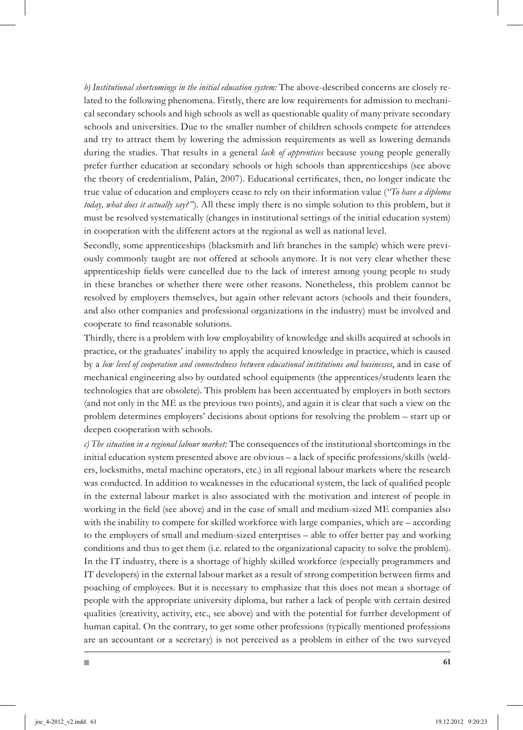*b) Institutional shortcomings in the initial education system:* The above-described concerns are closely related to the following phenomena. Firstly, there are low requirements for admission to mechanical secondary schools and high schools as well as questionable quality of many private secondary schools and universities. Due to the smaller number of children schools compete for attendees and try to attract them by lowering the admission requirements as well as lowering demands during the studies. That results in a general *lack of apprentices* because young people generally prefer further education at secondary schools or high schools than apprenticeships (see above the theory of credentialism, Palán, 2007). Educational certificates, then, no longer indicate the true value of education and employers cease to rely on their information value (*"To have a diploma today, what does it actually say?"*). All these imply there is no simple solution to this problem, but it must be resolved systematically (changes in institutional settings of the initial education system) in cooperation with the different actors at the regional as well as national level.

Secondly, some apprenticeships (blacksmith and lift branches in the sample) which were previously commonly taught are not offered at schools anymore. It is not very clear whether these apprenticeship fields were cancelled due to the lack of interest among young people to study in these branches or whether there were other reasons. Nonetheless, this problem cannot be resolved by employers themselves, but again other relevant actors (schools and their founders, and also other companies and professional organizations in the industry) must be involved and cooperate to find reasonable solutions.

Thirdly, there is a problem with low employability of knowledge and skills acquired at schools in practice, or the graduates' inability to apply the acquired knowledge in practice, which is caused by a *low level of cooperation and connectedness between educational institutions and businesses*, and in case of mechanical engineering also by outdated school equipments (the apprentices/students learn the technologies that are obsolete). This problem has been accentuated by employers in both sectors (and not only in the ME as the previous two points), and again it is clear that such a view on the problem determines employers' decisions about options for resolving the problem – start up or deepen cooperation with schools.

*c) The situation in a regional labour market:* The consequences of the institutional shortcomings in the initial education system presented above are obvious – a lack of specific professions/skills (welders, locksmiths, metal machine operators, etc.) in all regional labour markets where the research was conducted. In addition to weaknesses in the educational system, the lack of qualified people in the external labour market is also associated with the motivation and interest of people in working in the field (see above) and in the case of small and medium-sized ME companies also with the inability to compete for skilled workforce with large companies, which are – according to the employers of small and medium-sized enterprises – able to offer better pay and working conditions and thus to get them (i.e. related to the organizational capacity to solve the problem). In the IT industry, there is a shortage of highly skilled workforce (especially programmers and IT developers) in the external labour market as a result of strong competition between firms and poaching of employees. But it is necessary to emphasize that this does not mean a shortage of people with the appropriate university diploma, but rather a lack of people with certain desired qualities (creativity, activity, etc., see above) and with the potential for further development of human capital. On the contrary, to get some other professions (typically mentioned professions are an accountant or a secretary) is not perceived as a problem in either of the two surveyed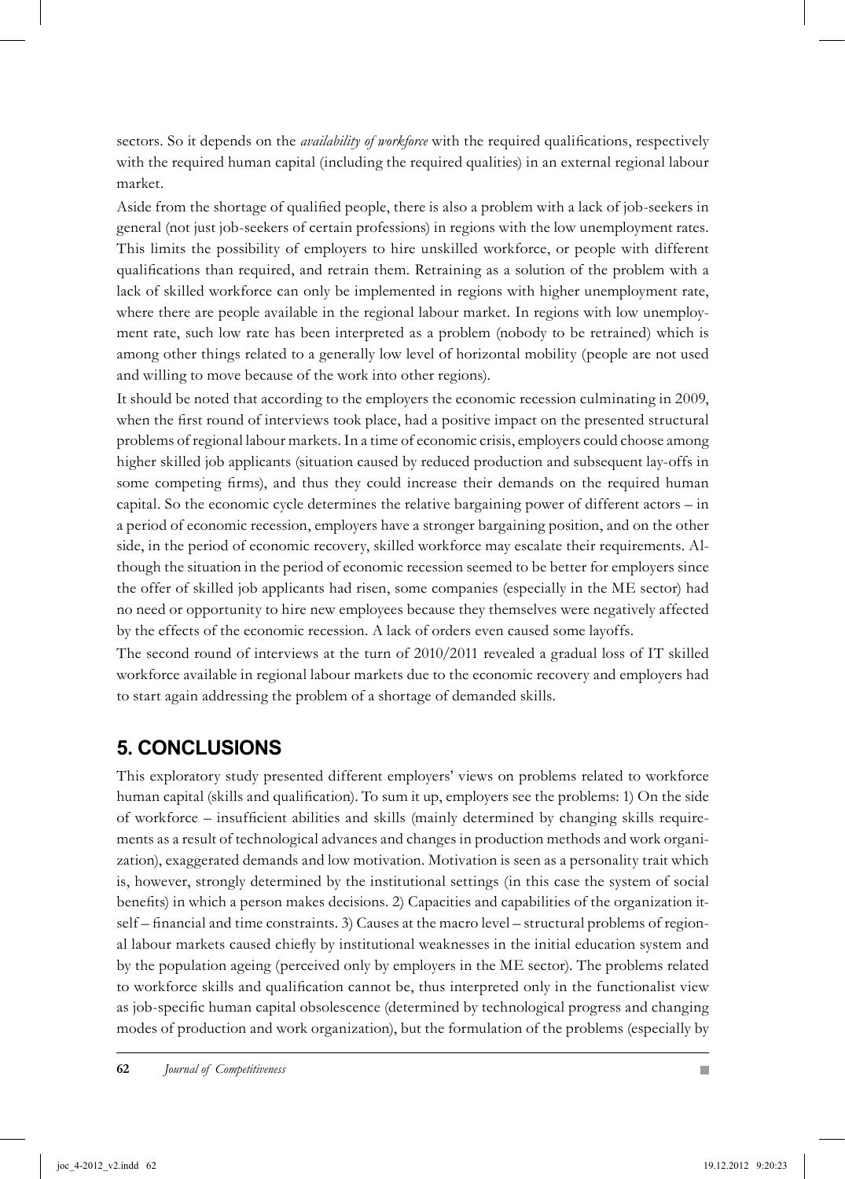sectors. So it depends on the *availability of workforce* with the required qualifications, respectively with the required human capital (including the required qualities) in an external regional labour market.

Aside from the shortage of qualified people, there is also a problem with a lack of job-seekers in general (not just job-seekers of certain professions) in regions with the low unemployment rates. This limits the possibility of employers to hire unskilled workforce, or people with different qualifications than required, and retrain them. Retraining as a solution of the problem with a lack of skilled workforce can only be implemented in regions with higher unemployment rate, where there are people available in the regional labour market. In regions with low unemployment rate, such low rate has been interpreted as a problem (nobody to be retrained) which is among other things related to a generally low level of horizontal mobility (people are not used and willing to move because of the work into other regions).

It should be noted that according to the employers the economic recession culminating in 2009, when the first round of interviews took place, had a positive impact on the presented structural problems of regional labour markets. In a time of economic crisis, employers could choose among higher skilled job applicants (situation caused by reduced production and subsequent lay-offs in some competing firms), and thus they could increase their demands on the required human capital. So the economic cycle determines the relative bargaining power of different actors – in a period of economic recession, employers have a stronger bargaining position, and on the other side, in the period of economic recovery, skilled workforce may escalate their requirements. Although the situation in the period of economic recession seemed to be better for employers since the offer of skilled job applicants had risen, some companies (especially in the ME sector) had no need or opportunity to hire new employees because they themselves were negatively affected by the effects of the economic recession. A lack of orders even caused some layoffs.

The second round of interviews at the turn of 2010/2011 revealed a gradual loss of IT skilled workforce available in regional labour markets due to the economic recovery and employers had to start again addressing the problem of a shortage of demanded skills.

## 5. CONCLUSIONS

This exploratory study presented different employers' views on problems related to workforce human capital (skills and qualification). To sum it up, employers see the problems: 1) On the side of workforce – insufficient abilities and skills (mainly determined by changing skills requirements as a result of technological advances and changes in production methods and work organization), exaggerated demands and low motivation. Motivation is seen as a personality trait which is, however, strongly determined by the institutional settings (in this case the system of social benefits) in which a person makes decisions. 2) Capacities and capabilities of the organization itself – financial and time constraints. 3) Causes at the macro level – structural problems of regional labour markets caused chiefly by institutional weaknesses in the initial education system and by the population ageing (perceived only by employers in the ME sector). The problems related to workforce skills and qualification cannot be, thus interpreted only in the functionalist view as job-specific human capital obsolescence (determined by technological progress and changing modes of production and work organization), but the formulation of the problems (especially by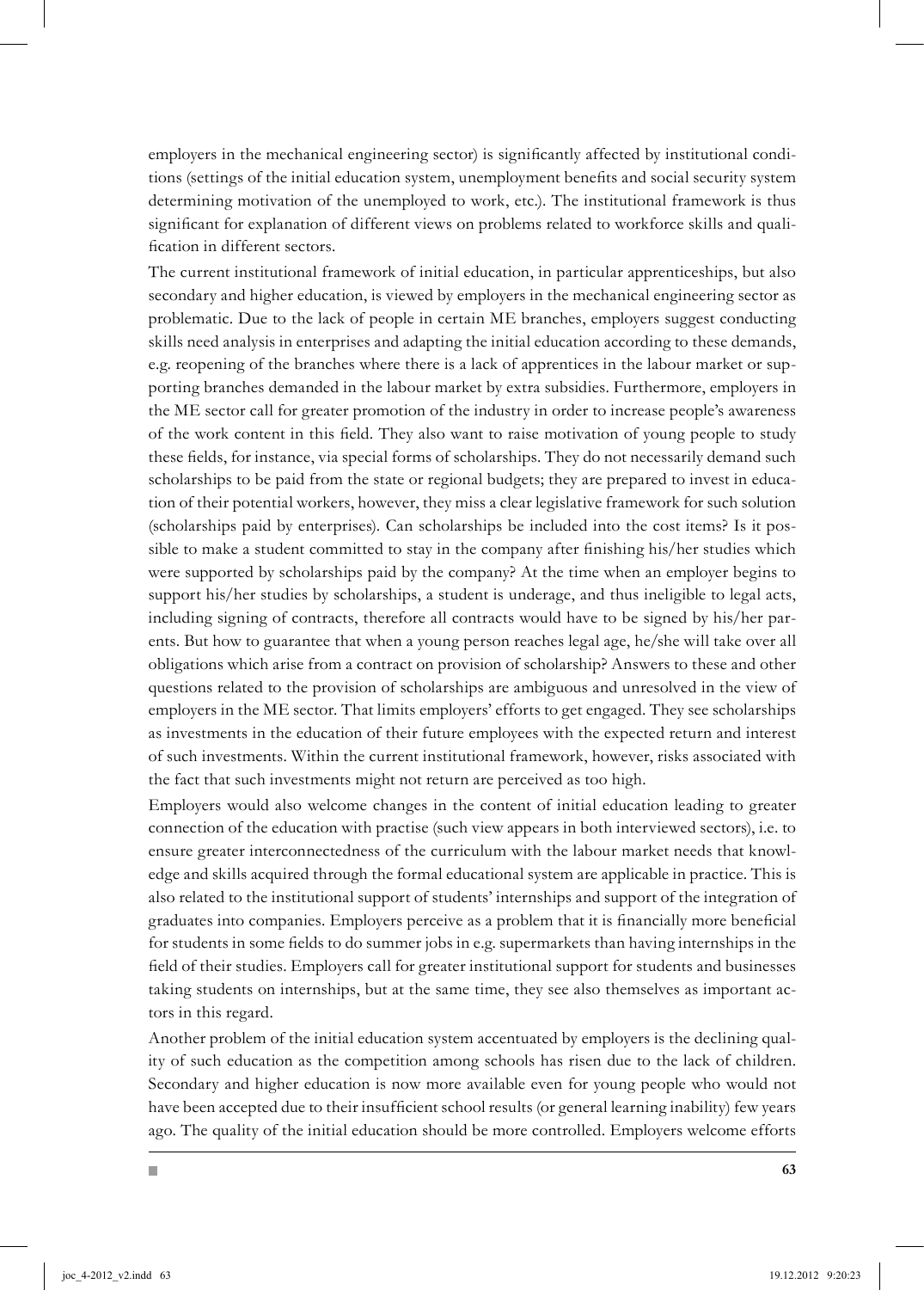employers in the mechanical engineering sector) is significantly affected by institutional conditions (settings of the initial education system, unemployment benefits and social security system determining motivation of the unemployed to work, etc.). The institutional framework is thus significant for explanation of different views on problems related to workforce skills and qualification in different sectors.

The current institutional framework of initial education, in particular apprenticeships, but also secondary and higher education, is viewed by employers in the mechanical engineering sector as problematic. Due to the lack of people in certain ME branches, employers suggest conducting skills need analysis in enterprises and adapting the initial education according to these demands, e.g. reopening of the branches where there is a lack of apprentices in the labour market or supporting branches demanded in the labour market by extra subsidies. Furthermore, employers in the ME sector call for greater promotion of the industry in order to increase people's awareness of the work content in this field. They also want to raise motivation of young people to study these fields, for instance, via special forms of scholarships. They do not necessarily demand such scholarships to be paid from the state or regional budgets; they are prepared to invest in education of their potential workers, however, they miss a clear legislative framework for such solution (scholarships paid by enterprises). Can scholarships be included into the cost items? Is it possible to make a student committed to stay in the company after finishing his/her studies which were supported by scholarships paid by the company? At the time when an employer begins to support his/her studies by scholarships, a student is underage, and thus ineligible to legal acts, including signing of contracts, therefore all contracts would have to be signed by his/her parents. But how to guarantee that when a young person reaches legal age, he/she will take over all obligations which arise from a contract on provision of scholarship? Answers to these and other questions related to the provision of scholarships are ambiguous and unresolved in the view of employers in the ME sector. That limits employers' efforts to get engaged. They see scholarships as investments in the education of their future employees with the expected return and interest of such investments. Within the current institutional framework, however, risks associated with the fact that such investments might not return are perceived as too high.

Employers would also welcome changes in the content of initial education leading to greater connection of the education with practise (such view appears in both interviewed sectors), i.e. to ensure greater interconnectedness of the curriculum with the labour market needs that knowledge and skills acquired through the formal educational system are applicable in practice. This is also related to the institutional support of students' internships and support of the integration of graduates into companies. Employers perceive as a problem that it is financially more beneficial for students in some fields to do summer jobs in e.g. supermarkets than having internships in the field of their studies. Employers call for greater institutional support for students and businesses taking students on internships, but at the same time, they see also themselves as important actors in this regard.

Another problem of the initial education system accentuated by employers is the declining quality of such education as the competition among schools has risen due to the lack of children. Secondary and higher education is now more available even for young people who would not have been accepted due to their insufficient school results (or general learning inability) few years ago. The quality of the initial education should be more controlled. Employers welcome efforts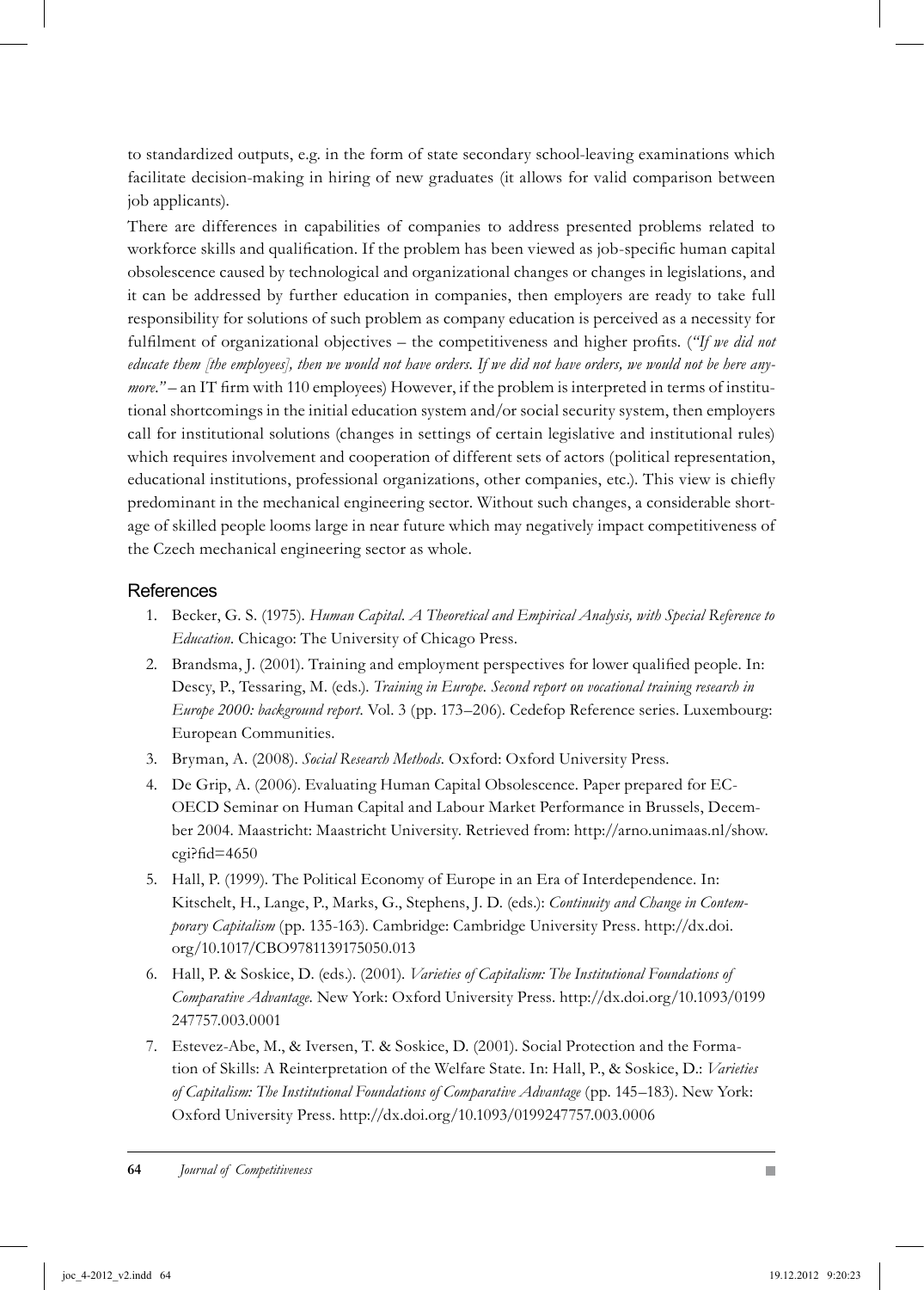to standardized outputs, e.g. in the form of state secondary school-leaving examinations which facilitate decision-making in hiring of new graduates (it allows for valid comparison between job applicants).

There are differences in capabilities of companies to address presented problems related to workforce skills and qualification. If the problem has been viewed as job-specific human capital obsolescence caused by technological and organizational changes or changes in legislations, and it can be addressed by further education in companies, then employers are ready to take full responsibility for solutions of such problem as company education is perceived as a necessity for fulfilment of organizational objectives – the competitiveness and higher profits. (*"If we did not educate them [the employees], then we would not have orders. If we did not have orders, we would not be here anymore."* – an IT firm with 110 employees) However, if the problem is interpreted in terms of institutional shortcomings in the initial education system and/or social security system, then employers call for institutional solutions (changes in settings of certain legislative and institutional rules) which requires involvement and cooperation of different sets of actors (political representation, educational institutions, professional organizations, other companies, etc.). This view is chiefly predominant in the mechanical engineering sector. Without such changes, a considerable shortage of skilled people looms large in near future which may negatively impact competitiveness of the Czech mechanical engineering sector as whole.

## References

1. Becker, G. S. (1975). *Human Capital. A Theoretical and Empirical Analysis, with Special Reference to Education.* Chicago: The University of Chicago Press.
2. Brandsma, J. (2001). Training and employment perspectives for lower qualified people. In: Descy, P., Tessaring, M. (eds.). *Training in Europe. Second report on vocational training research in Europe 2000: background report.* Vol. 3 (pp. 173–206). Cedefop Reference series. Luxembourg: European Communities.
3. Bryman, A. (2008). *Social Research Methods.* Oxford: Oxford University Press.
4. De Grip, A. (2006). Evaluating Human Capital Obsolescence. Paper prepared for EC-OECD Seminar on Human Capital and Labour Market Performance in Brussels, December 2004. Maastricht: Maastricht University. Retrieved from: http://arno.unimaas.nl/show.cgi?fid=4650
5. Hall, P. (1999). The Political Economy of Europe in an Era of Interdependence. In: Kitschelt, H., Lange, P., Marks, G., Stephens, J. D. (eds.): *Continuity and Change in Contemporary Capitalism* (pp. 135-163). Cambridge: Cambridge University Press. http://dx.doi.org/10.1017/CBO9781139175050.013
6. Hall, P. & Soskice, D. (eds.). (2001). *Varieties of Capitalism: The Institutional Foundations of Comparative Advantage.* New York: Oxford University Press. http://dx.doi.org/10.1093/0199247757.003.0001
7. Estevez-Abe, M., & Iversen, T. & Soskice, D. (2001). Social Protection and the Formation of Skills: A Reinterpretation of the Welfare State. In: Hall, P., & Soskice, D.: *Varieties of Capitalism: The Institutional Foundations of Comparative Advantage* (pp. 145–183). New York: Oxford University Press. http://dx.doi.org/10.1093/0199247757.003.0006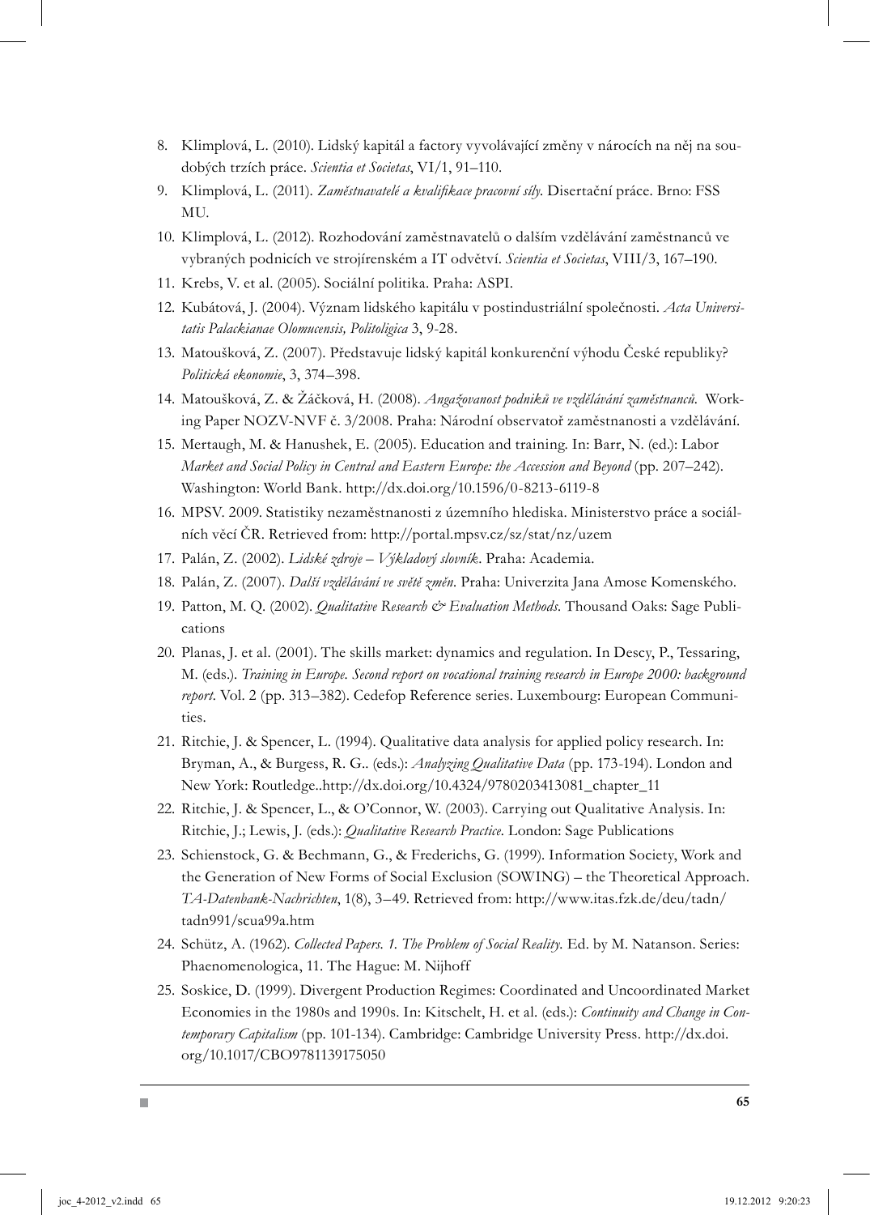8. Klimplová, L. (2010). Lidský kapitál a factory vyvolávající změny v nárocích na něj na soudobých trzích práce. *Scientia et Societas*, VI/1, 91–110.
9. Klimplová, L. (2011). *Zaměstnavatelé a kvalifikace pracovní síly.* Disertační práce. Brno: FSS MU.
10. Klimplová, L. (2012). Rozhodování zaměstnavatelů o dalším vzdělávání zaměstnanců ve vybraných podnicích ve strojírenském a IT odvětví. *Scientia et Societas*, VIII/3, 167–190.
11. Krebs, V. et al. (2005). Sociální politika. Praha: ASPI.
12. Kubátová, J. (2004). Význam lidského kapitálu v postindustriální společnosti. *Acta Universitatis Palackianae Olomucensis, Politoligica* 3, 9-28.
13. Matoušková, Z. (2007). Představuje lidský kapitál konkurenční výhodu České republiky? *Politická ekonomie*, 3, 374–398.
14. Matoušková, Z. & Žáčková, H. (2008). *Angažovanost podniků ve vzdělávání zaměstnanců.* Working Paper NOZV-NVF č. 3/2008. Praha: Národní observatoř zaměstnanosti a vzdělávání.
15. Mertaugh, M. & Hanushek, E. (2005). Education and training. In: Barr, N. (ed.): Labor *Market and Social Policy in Central and Eastern Europe: the Accession and Beyond* (pp. 207–242). Washington: World Bank. http://dx.doi.org/10.1596/0-8213-6119-8
16. MPSV. 2009. Statistiky nezaměstnanosti z územního hlediska. Ministerstvo práce a sociálních věcí ČR. Retrieved from: http://portal.mpsv.cz/sz/stat/nz/uzem
17. Palán, Z. (2002). *Lidské zdroje – Výkladový slovník*. Praha: Academia.
18. Palán, Z. (2007). *Další vzdělávání ve světě změn.* Praha: Univerzita Jana Amose Komenského.
19. Patton, M. Q. (2002). *Qualitative Research & Evaluation Methods.* Thousand Oaks: Sage Publications
20. Planas, J. et al. (2001). The skills market: dynamics and regulation. In Descy, P., Tessaring, M. (eds.). *Training in Europe. Second report on vocational training research in Europe 2000: background report.* Vol. 2 (pp. 313–382). Cedefop Reference series. Luxembourg: European Communities.
21. Ritchie, J. & Spencer, L. (1994). Qualitative data analysis for applied policy research. In: Bryman, A., & Burgess, R. G.. (eds.): *Analyzing Qualitative Data* (pp. 173-194). London and New York: Routledge..http://dx.doi.org/10.4324/9780203413081_chapter_11
22. Ritchie, J. & Spencer, L., & O'Connor, W. (2003). Carrying out Qualitative Analysis. In: Ritchie, J.; Lewis, J. (eds.): *Qualitative Research Practice.* London: Sage Publications
23. Schienstock, G. & Bechmann, G., & Frederichs, G. (1999). Information Society, Work and the Generation of New Forms of Social Exclusion (SOWING) – the Theoretical Approach. *TA-Datenbank-Nachrichten*, 1(8), 3–49. Retrieved from: http://www.itas.fzk.de/deu/tadn/tadn991/scua99a.htm
24. Schütz, A. (1962). *Collected Papers. 1. The Problem of Social Reality.* Ed. by M. Natanson. Series: Phaenomenologica, 11. The Hague: M. Nijhoff
25. Soskice, D. (1999). Divergent Production Regimes: Coordinated and Uncoordinated Market Economies in the 1980s and 1990s. In: Kitschelt, H. et al. (eds.): *Continuity and Change in Contemporary Capitalism* (pp. 101-134). Cambridge: Cambridge University Press. http://dx.doi.org/10.1017/CBO9781139175050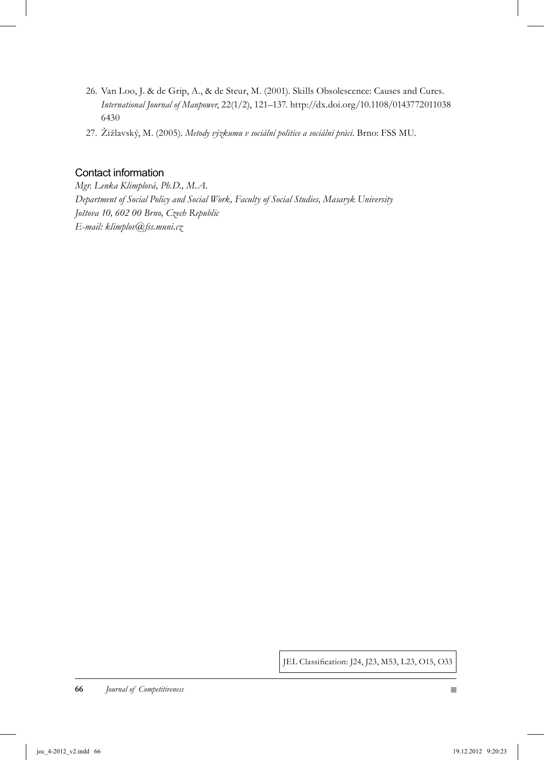26. Van Loo, J. & de Grip, A., & de Steur, M. (2001). Skills Obsolescence: Causes and Cures. *International Journal of Manpower*, 22(1/2), 121–137. http://dx.doi.org/10.1108/01437720110386430
27. Žižlavský, M. (2005). *Metody výzkumu v sociální politice a sociální práci*. Brno: FSS MU.

## Contact information

*Mgr. Lenka Klimplová, Ph.D., M.A.*
*Department of Social Policy and Social Work, Faculty of Social Studies, Masaryk University*
*Joštova 10, 602 00 Brno, Czech Republic*
*E-mail: klimplov@fss.muni.cz*

JEL Classification: J24, J23, M53, L23, O15, O33